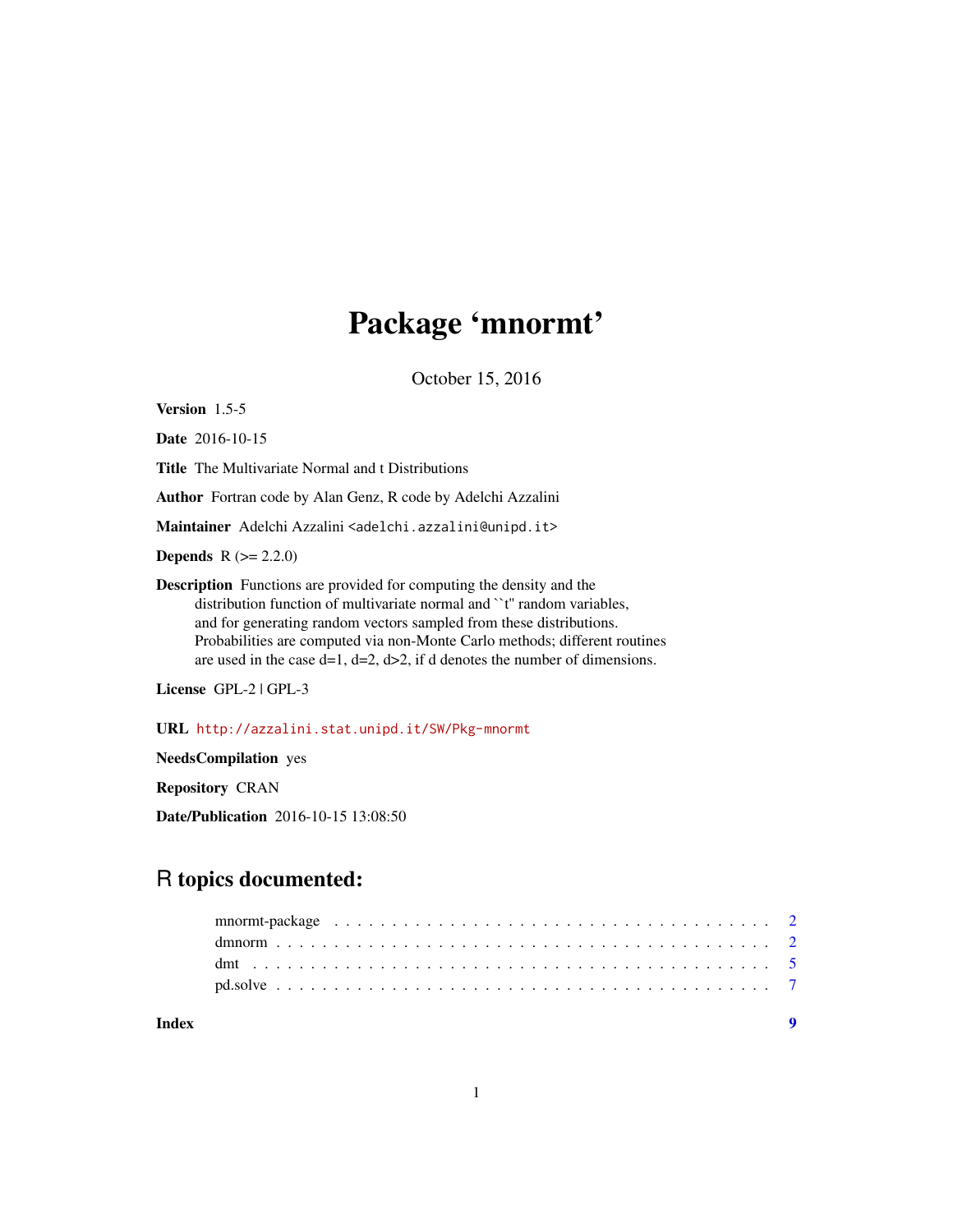# Package 'mnormt'

October 15, 2016

**Version** 1.5-5

**Date** 2016-10-15

**Title** The Multivariate Normal and t Distributions

**Author** Fortran code by Alan Genz, R code by Adelchi Azzalini

**Maintainer** Adelchi Azzalini <adelchi.azzalini@unipd.it>

**Depends** R (>= 2.2.0)

**Description** Functions are provided for computing the density and the distribution function of multivariate normal and ``t'' random variables, and for generating random vectors sampled from these distributions. Probabilities are computed via non-Monte Carlo methods; different routines are used in the case d=1, d=2, d>2, if d denotes the number of dimensions.

**License** GPL-2 | GPL-3

**URL** http://azzalini.stat.unipd.it/SW/Pkg-mnormt

**NeedsCompilation** yes

**Repository** CRAN

**Date/Publication** 2016-10-15 13:08:50

## R topics documented:

| | |
|---|---|
| mnormt-package | 2 |
| dmnorm | 2 |
| dmt | 5 |
| pd.solve | 7 |
| **Index** | **9** |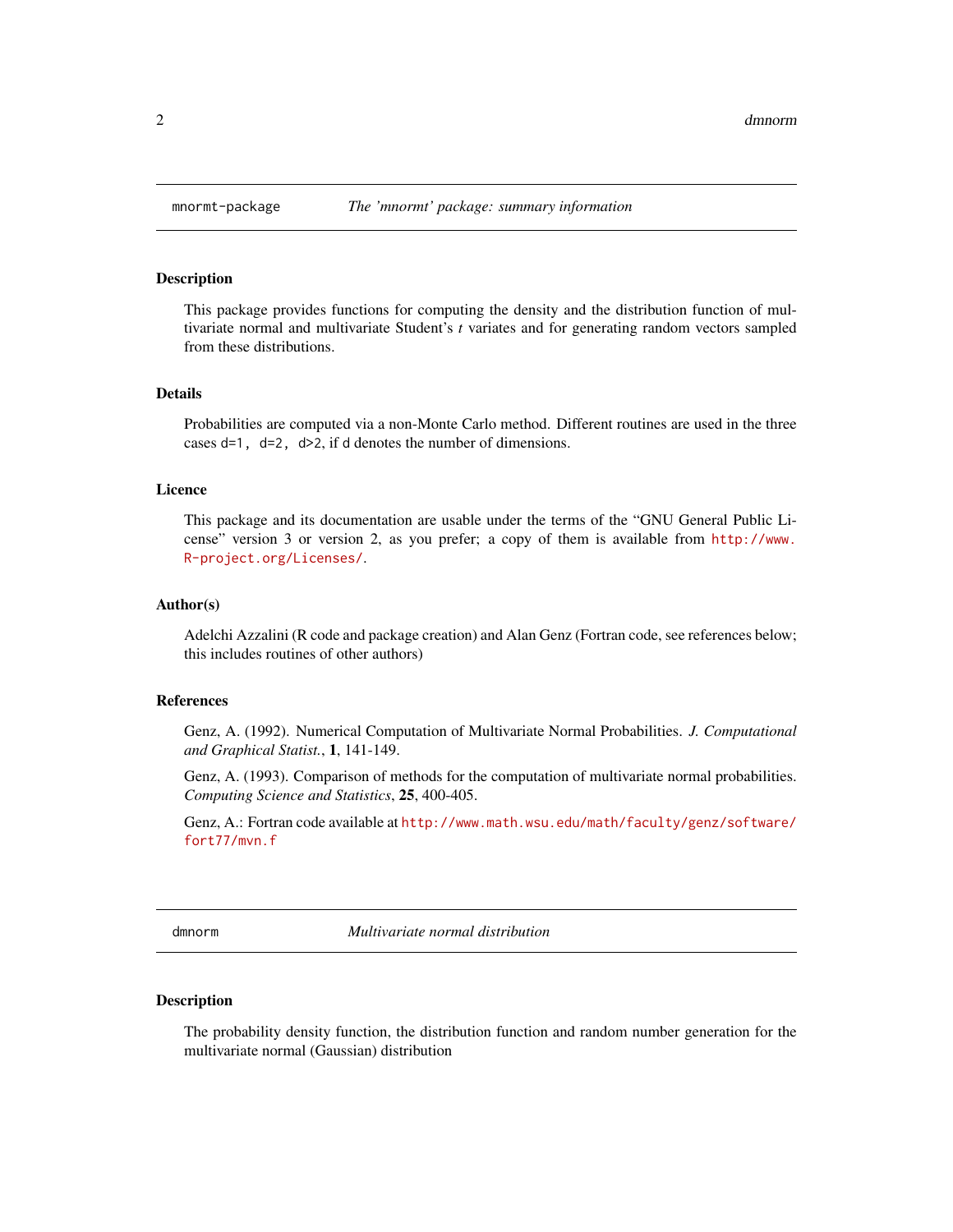## mnormt-package — *The 'mnormt' package: summary information*

### Description

This package provides functions for computing the density and the distribution function of multivariate normal and multivariate Student's *t* variates and for generating random vectors sampled from these distributions.

### Details

Probabilities are computed via a non-Monte Carlo method. Different routines are used in the three cases `d=1, d=2, d>2`, if `d` denotes the number of dimensions.

### Licence

This package and its documentation are usable under the terms of the "GNU General Public License" version 3 or version 2, as you prefer; a copy of them is available from http://www.R-project.org/Licenses/.

### Author(s)

Adelchi Azzalini (R code and package creation) and Alan Genz (Fortran code, see references below; this includes routines of other authors)

### References

Genz, A. (1992). Numerical Computation of Multivariate Normal Probabilities. *J. Computational and Graphical Statist.*, **1**, 141-149.

Genz, A. (1993). Comparison of methods for the computation of multivariate normal probabilities. *Computing Science and Statistics*, **25**, 400-405.

Genz, A.: Fortran code available at http://www.math.wsu.edu/math/faculty/genz/software/fort77/mvn.f

## dmnorm — *Multivariate normal distribution*

### Description

The probability density function, the distribution function and random number generation for the multivariate normal (Gaussian) distribution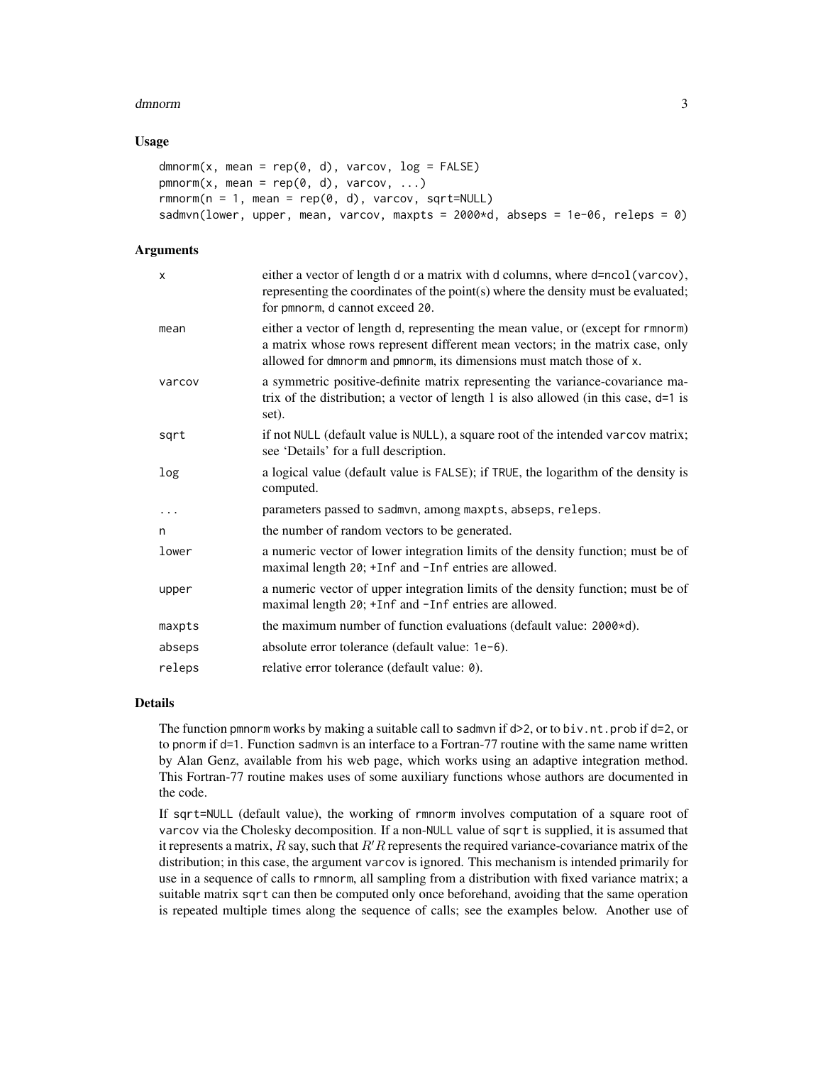## Usage

```
dmnorm(x, mean = rep(0, d), varcov, log = FALSE)
pmnorm(x, mean = rep(0, d), varcov, ...)
rmnorm(n = 1, mean = rep(0, d), varcov, sqrt=NULL)
sadmvn(lower, upper, mean, varcov, maxpts = 2000*d, abseps = 1e-06, releps = 0)
```

## Arguments

| | |
|---|---|
| `x` | either a vector of length `d` or a matrix with `d` columns, where `d=ncol(varcov)`, representing the coordinates of the point(s) where the density must be evaluated; for `pmnorm`, `d` cannot exceed `20`. |
| `mean` | either a vector of length `d`, representing the mean value, or (except for `rmnorm`) a matrix whose rows represent different mean vectors; in the matrix case, only allowed for `dmnorm` and `pmnorm`, its dimensions must match those of `x`. |
| `varcov` | a symmetric positive-definite matrix representing the variance-covariance matrix of the distribution; a vector of length 1 is also allowed (in this case, `d=1` is set). |
| `sqrt` | if not `NULL` (default value is `NULL`), a square root of the intended `varcov` matrix; see 'Details' for a full description. |
| `log` | a logical value (default value is `FALSE`); if `TRUE`, the logarithm of the density is computed. |
| `...` | parameters passed to `sadmvn`, among `maxpts`, `abseps`, `releps`. |
| `n` | the number of random vectors to be generated. |
| `lower` | a numeric vector of lower integration limits of the density function; must be of maximal length `20`; `+Inf` and `-Inf` entries are allowed. |
| `upper` | a numeric vector of upper integration limits of the density function; must be of maximal length `20`; `+Inf` and `-Inf` entries are allowed. |
| `maxpts` | the maximum number of function evaluations (default value: `2000*d`). |
| `abseps` | absolute error tolerance (default value: `1e-6`). |
| `releps` | relative error tolerance (default value: `0`). |

## Details

The function `pmnorm` works by making a suitable call to `sadmvn` if `d>2`, or to `biv.nt.prob` if `d=2`, or to `pnorm` if `d=1`. Function `sadmvn` is an interface to a Fortran-77 routine with the same name written by Alan Genz, available from his web page, which works using an adaptive integration method. This Fortran-77 routine makes uses of some auxiliary functions whose authors are documented in the code.

If `sqrt=NULL` (default value), the working of `rmnorm` involves computation of a square root of `varcov` via the Cholesky decomposition. If a non-`NULL` value of `sqrt` is supplied, it is assumed that it represents a matrix, $R$ say, such that $R'R$ represents the required variance-covariance matrix of the distribution; in this case, the argument `varcov` is ignored. This mechanism is intended primarily for use in a sequence of calls to `rmnorm`, all sampling from a distribution with fixed variance matrix; a suitable matrix `sqrt` can then be computed only once beforehand, avoiding that the same operation is repeated multiple times along the sequence of calls; see the examples below. Another use of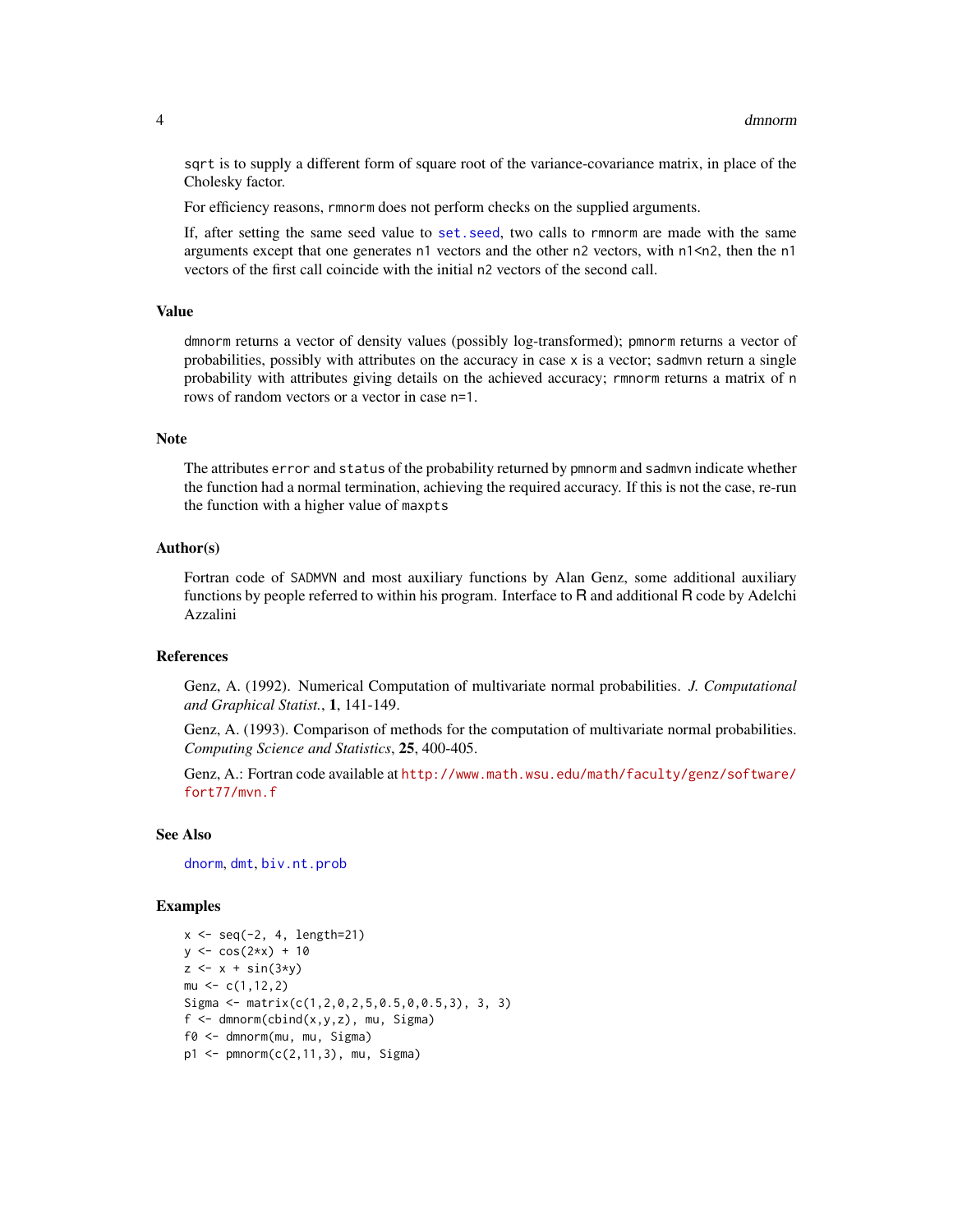sqrt is to supply a different form of square root of the variance-covariance matrix, in place of the Cholesky factor.

For efficiency reasons, rmnorm does not perform checks on the supplied arguments.

If, after setting the same seed value to set.seed, two calls to rmnorm are made with the same arguments except that one generates n1 vectors and the other n2 vectors, with n1<n2, then the n1 vectors of the first call coincide with the initial n2 vectors of the second call.

## Value

dmnorm returns a vector of density values (possibly log-transformed); pmnorm returns a vector of probabilities, possibly with attributes on the accuracy in case x is a vector; sadmvn return a single probability with attributes giving details on the achieved accuracy; rmnorm returns a matrix of n rows of random vectors or a vector in case n=1.

## Note

The attributes error and status of the probability returned by pmnorm and sadmvn indicate whether the function had a normal termination, achieving the required accuracy. If this is not the case, re-run the function with a higher value of maxpts

## Author(s)

Fortran code of SADMVN and most auxiliary functions by Alan Genz, some additional auxiliary functions by people referred to within his program. Interface to R and additional R code by Adelchi Azzalini

## References

Genz, A. (1992). Numerical Computation of multivariate normal probabilities. *J. Computational and Graphical Statist.*, **1**, 141-149.

Genz, A. (1993). Comparison of methods for the computation of multivariate normal probabilities. *Computing Science and Statistics*, **25**, 400-405.

Genz, A.: Fortran code available at http://www.math.wsu.edu/math/faculty/genz/software/fort77/mvn.f

## See Also

dnorm, dmt, biv.nt.prob

## Examples

```
x <- seq(-2, 4, length=21)
y <- cos(2*x) + 10
z <- x + sin(3*y)
mu <- c(1,12,2)
Sigma <- matrix(c(1,2,0,2,5,0.5,0,0.5,3), 3, 3)
f <- dmnorm(cbind(x,y,z), mu, Sigma)
f0 <- dmnorm(mu, mu, Sigma)
p1 <- pmnorm(c(2,11,3), mu, Sigma)
```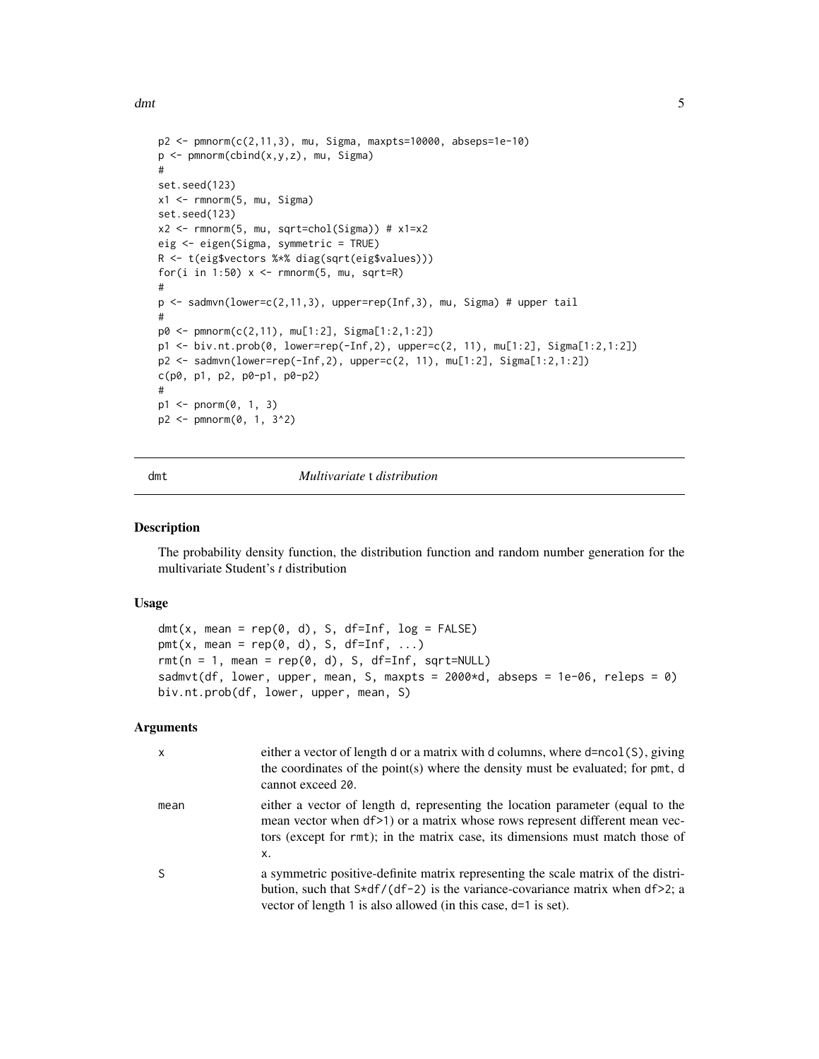```
p2 <- pmnorm(c(2,11,3), mu, Sigma, maxpts=10000, abseps=1e-10)
p <- pmnorm(cbind(x,y,z), mu, Sigma)
#
set.seed(123)
x1 <- rmnorm(5, mu, Sigma)
set.seed(123)
x2 <- rmnorm(5, mu, sqrt=chol(Sigma)) # x1=x2
eig <- eigen(Sigma, symmetric = TRUE)
R <- t(eig$vectors %*% diag(sqrt(eig$values)))
for(i in 1:50) x <- rmnorm(5, mu, sqrt=R)
#
p <- sadmvn(lower=c(2,11,3), upper=rep(Inf,3), mu, Sigma) # upper tail
#
p0 <- pmnorm(c(2,11), mu[1:2], Sigma[1:2,1:2])
p1 <- biv.nt.prob(0, lower=rep(-Inf,2), upper=c(2, 11), mu[1:2], Sigma[1:2,1:2])
p2 <- sadmvn(lower=rep(-Inf,2), upper=c(2, 11), mu[1:2], Sigma[1:2,1:2])
c(p0, p1, p2, p0-p1, p0-p2)
#
p1 <- pnorm(0, 1, 3)
p2 <- pmnorm(0, 1, 3^2)
```

## dmt — *Multivariate t distribution*

### Description

The probability density function, the distribution function and random number generation for the multivariate Student's *t* distribution

### Usage

```
dmt(x, mean = rep(0, d), S, df=Inf, log = FALSE)
pmt(x, mean = rep(0, d), S, df=Inf, ...)
rmt(n = 1, mean = rep(0, d), S, df=Inf, sqrt=NULL)
sadmvt(df, lower, upper, mean, S, maxpts = 2000*d, abseps = 1e-06, releps = 0)
biv.nt.prob(df, lower, upper, mean, S)
```

### Arguments

| | |
|---|---|
| `x` | either a vector of length `d` or a matrix with `d` columns, where `d=ncol(S)`, giving the coordinates of the point(s) where the density must be evaluated; for `pmt`, `d` cannot exceed `20`. |
| `mean` | either a vector of length `d`, representing the location parameter (equal to the mean vector when `df>1`) or a matrix whose rows represent different mean vectors (except for `rmt`); in the matrix case, its dimensions must match those of `x`. |
| `S` | a symmetric positive-definite matrix representing the scale matrix of the distribution, such that `S*df/(df-2)` is the variance-covariance matrix when `df>2`; a vector of length 1 is also allowed (in this case, `d=1` is set). |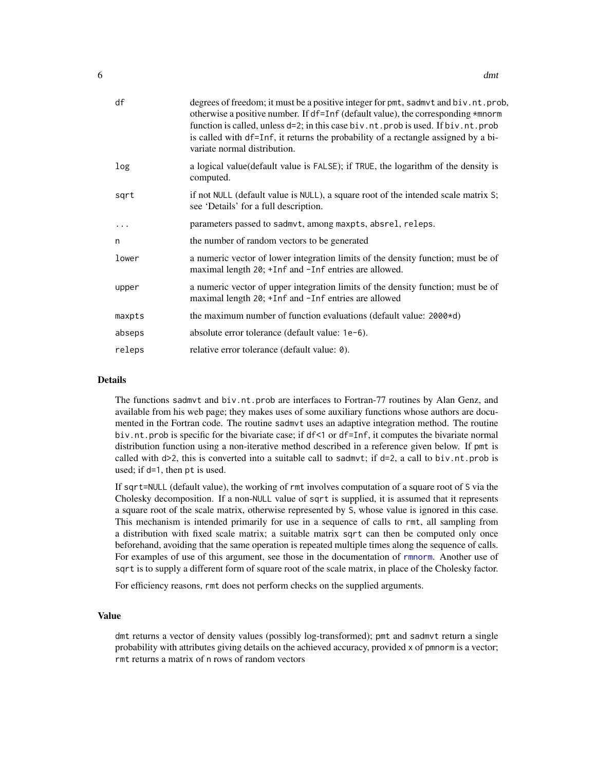| | |
|---|---|
| df | degrees of freedom; it must be a positive integer for pmt, sadmvt and biv.nt.prob, otherwise a positive number. If df=Inf (default value), the corresponding *mnorm function is called, unless d=2; in this case biv.nt.prob is used. If biv.nt.prob is called with df=Inf, it returns the probability of a rectangle assigned by a bivariate normal distribution. |
| log | a logical value(default value is FALSE); if TRUE, the logarithm of the density is computed. |
| sqrt | if not NULL (default value is NULL), a square root of the intended scale matrix S; see 'Details' for a full description. |
| ... | parameters passed to sadmvt, among maxpts, absrel, releps. |
| n | the number of random vectors to be generated |
| lower | a numeric vector of lower integration limits of the density function; must be of maximal length 20; +Inf and -Inf entries are allowed. |
| upper | a numeric vector of upper integration limits of the density function; must be of maximal length 20; +Inf and -Inf entries are allowed |
| maxpts | the maximum number of function evaluations (default value: 2000*d) |
| abseps | absolute error tolerance (default value: 1e-6). |
| releps | relative error tolerance (default value: 0). |

## Details

The functions sadmvt and biv.nt.prob are interfaces to Fortran-77 routines by Alan Genz, and available from his web page; they makes uses of some auxiliary functions whose authors are documented in the Fortran code. The routine sadmvt uses an adaptive integration method. The routine biv.nt.prob is specific for the bivariate case; if df<1 or df=Inf, it computes the bivariate normal distribution function using a non-iterative method described in a reference given below. If pmt is called with d>2, this is converted into a suitable call to sadmvt; if d=2, a call to biv.nt.prob is used; if d=1, then pt is used.

If sqrt=NULL (default value), the working of rmt involves computation of a square root of S via the Cholesky decomposition. If a non-NULL value of sqrt is supplied, it is assumed that it represents a square root of the scale matrix, otherwise represented by S, whose value is ignored in this case. This mechanism is intended primarily for use in a sequence of calls to rmt, all sampling from a distribution with fixed scale matrix; a suitable matrix sqrt can then be computed only once beforehand, avoiding that the same operation is repeated multiple times along the sequence of calls. For examples of use of this argument, see those in the documentation of rmnorm. Another use of sqrt is to supply a different form of square root of the scale matrix, in place of the Cholesky factor.

For efficiency reasons, rmt does not perform checks on the supplied arguments.

## Value

dmt returns a vector of density values (possibly log-transformed); pmt and sadmvt return a single probability with attributes giving details on the achieved accuracy, provided x of pmnorm is a vector; rmt returns a matrix of n rows of random vectors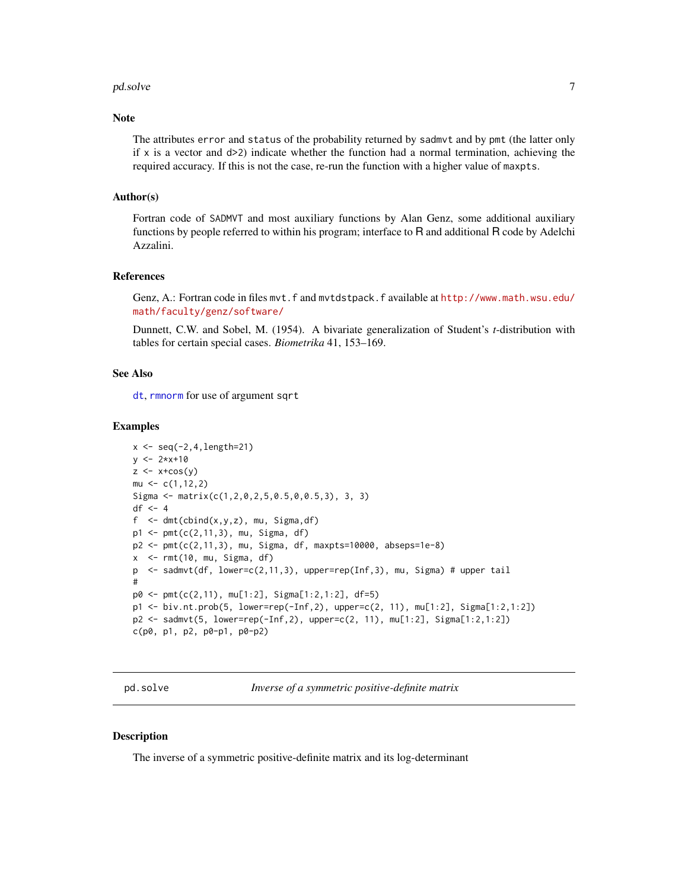### Note

The attributes `error` and `status` of the probability returned by `sadmvt` and by `pmt` (the latter only if `x` is a vector and `d>2`) indicate whether the function had a normal termination, achieving the required accuracy. If this is not the case, re-run the function with a higher value of `maxpts`.

### Author(s)

Fortran code of SADMVT and most auxiliary functions by Alan Genz, some additional auxiliary functions by people referred to within his program; interface to R and additional R code by Adelchi Azzalini.

### References

Genz, A.: Fortran code in files `mvt.f` and `mvtdstpack.f` available at http://www.math.wsu.edu/math/faculty/genz/software/

Dunnett, C.W. and Sobel, M. (1954). A bivariate generalization of Student's *t*-distribution with tables for certain special cases. *Biometrika* 41, 153–169.

### See Also

`dt`, `rmnorm` for use of argument `sqrt`

### Examples

```
x <- seq(-2,4,length=21)
y <- 2*x+10
z <- x+cos(y)
mu <- c(1,12,2)
Sigma <- matrix(c(1,2,0,2,5,0.5,0,0.5,3), 3, 3)
df <- 4
f  <- dmt(cbind(x,y,z), mu, Sigma,df)
p1 <- pmt(c(2,11,3), mu, Sigma, df)
p2 <- pmt(c(2,11,3), mu, Sigma, df, maxpts=10000, abseps=1e-8)
x  <- rmt(10, mu, Sigma, df)
p  <- sadmvt(df, lower=c(2,11,3), upper=rep(Inf,3), mu, Sigma) # upper tail
#
p0 <- pmt(c(2,11), mu[1:2], Sigma[1:2,1:2], df=5)
p1 <- biv.nt.prob(5, lower=rep(-Inf,2), upper=c(2, 11), mu[1:2], Sigma[1:2,1:2])
p2 <- sadmvt(5, lower=rep(-Inf,2), upper=c(2, 11), mu[1:2], Sigma[1:2,1:2])
c(p0, p1, p2, p0-p1, p0-p2)
```

---

## pd.solve — *Inverse of a symmetric positive-definite matrix*

### Description

The inverse of a symmetric positive-definite matrix and its log-determinant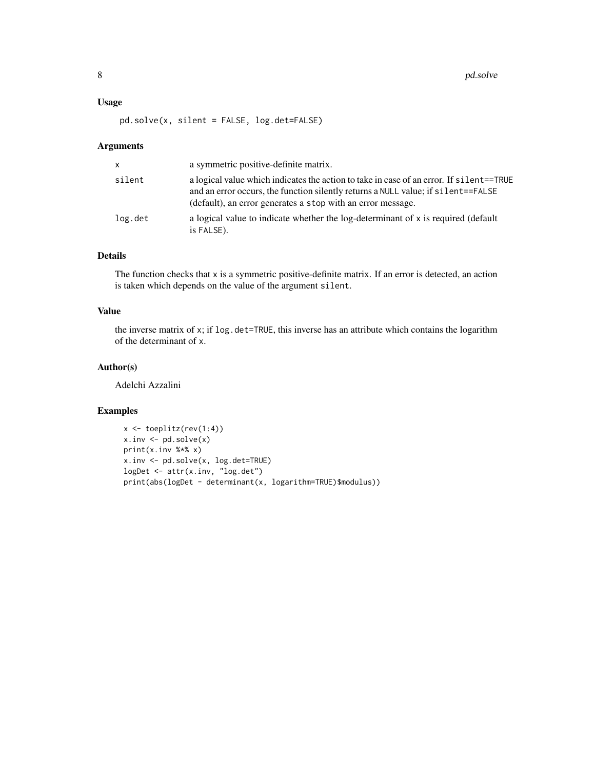## Usage

```
pd.solve(x, silent = FALSE, log.det=FALSE)
```

## Arguments

| | |
|---|---|
| x | a symmetric positive-definite matrix. |
| silent | a logical value which indicates the action to take in case of an error. If silent==TRUE and an error occurs, the function silently returns a NULL value; if silent==FALSE (default), an error generates a stop with an error message. |
| log.det | a logical value to indicate whether the log-determinant of x is required (default is FALSE). |

## Details

The function checks that x is a symmetric positive-definite matrix. If an error is detected, an action is taken which depends on the value of the argument silent.

## Value

the inverse matrix of x; if log.det=TRUE, this inverse has an attribute which contains the logarithm of the determinant of x.

## Author(s)

Adelchi Azzalini

## Examples

```
x <- toeplitz(rev(1:4))
x.inv <- pd.solve(x)
print(x.inv %*% x)
x.inv <- pd.solve(x, log.det=TRUE)
logDet <- attr(x.inv, "log.det")
print(abs(logDet - determinant(x, logarithm=TRUE)$modulus))
```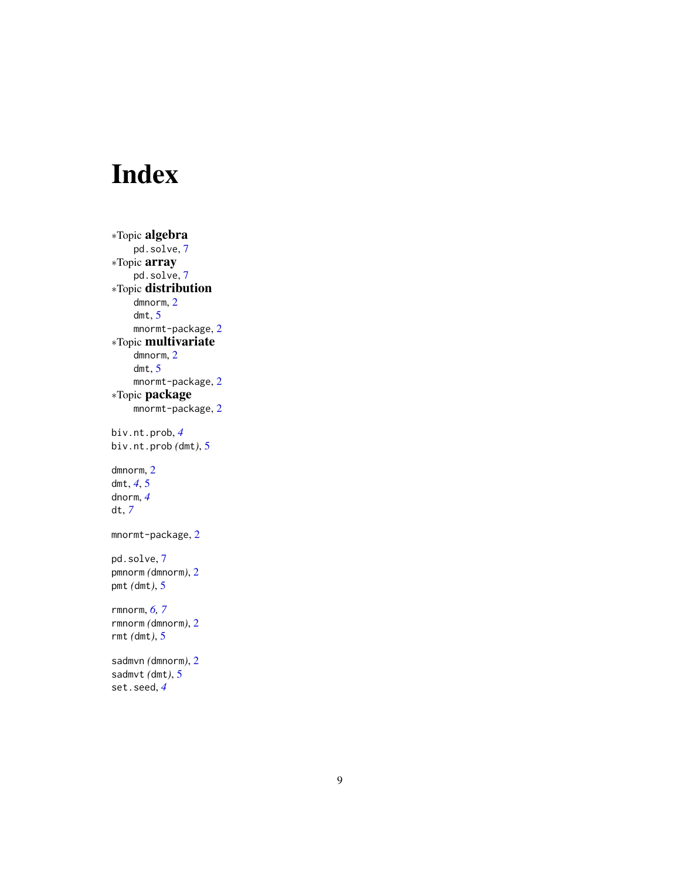# Index

∗Topic **algebra**
  pd.solve, 7

∗Topic **array**
  pd.solve, 7

∗Topic **distribution**
  dmnorm, 2
  dmt, 5
  mnormt-package, 2

∗Topic **multivariate**
  dmnorm, 2
  dmt, 5
  mnormt-package, 2

∗Topic **package**
  mnormt-package, 2

biv.nt.prob, *4*
biv.nt.prob *(*dmt*)*, 5

dmnorm, 2
dmt, *4*, 5
dnorm, *4*
dt, *7*

mnormt-package, 2

pd.solve, 7
pmnorm *(*dmnorm*)*, 2
pmt *(*dmt*)*, 5

rmnorm, *6, 7*
rmnorm *(*dmnorm*)*, 2
rmt *(*dmt*)*, 5

sadmvn *(*dmnorm*)*, 2
sadmvt *(*dmt*)*, 5
set.seed, *4*